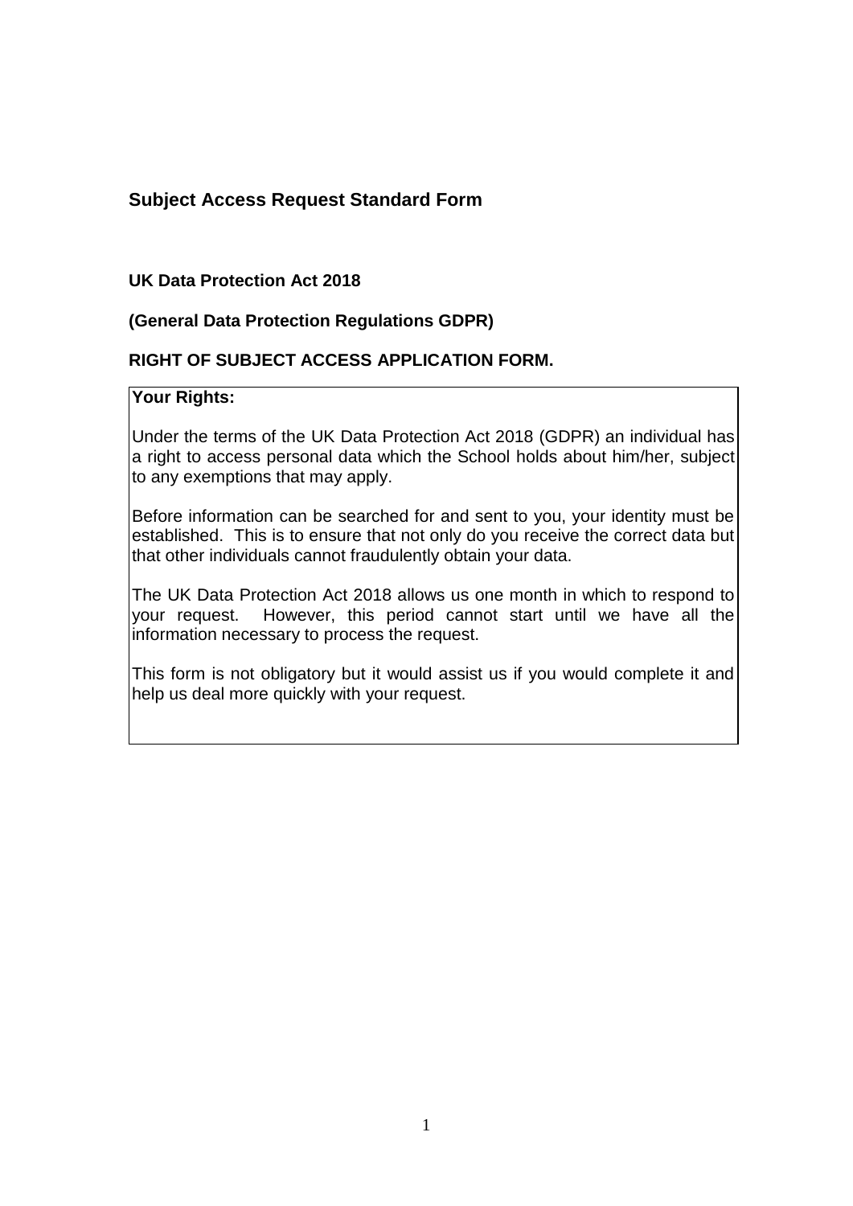## Subject Access Request Standard Form

**UK Data Protection Act 2018**

**(General Data Protection Regulations GDPR)**

**RIGHT OF SUBJECT ACCESS APPLICATION FORM.**

**Your Rights:**

Under the terms of the UK Data Protection Act 2018 (GDPR) an individual has a right to access personal data which the School holds about him/her, subject to any exemptions that may apply.

Before information can be searched for and sent to you, your identity must be established. This is to ensure that not only do you receive the correct data but that other individuals cannot fraudulently obtain your data.

The UK Data Protection Act 2018 allows us one month in which to respond to your request. However, this period cannot start until we have all the information necessary to process the request.

This form is not obligatory but it would assist us if you would complete it and help us deal more quickly with your request.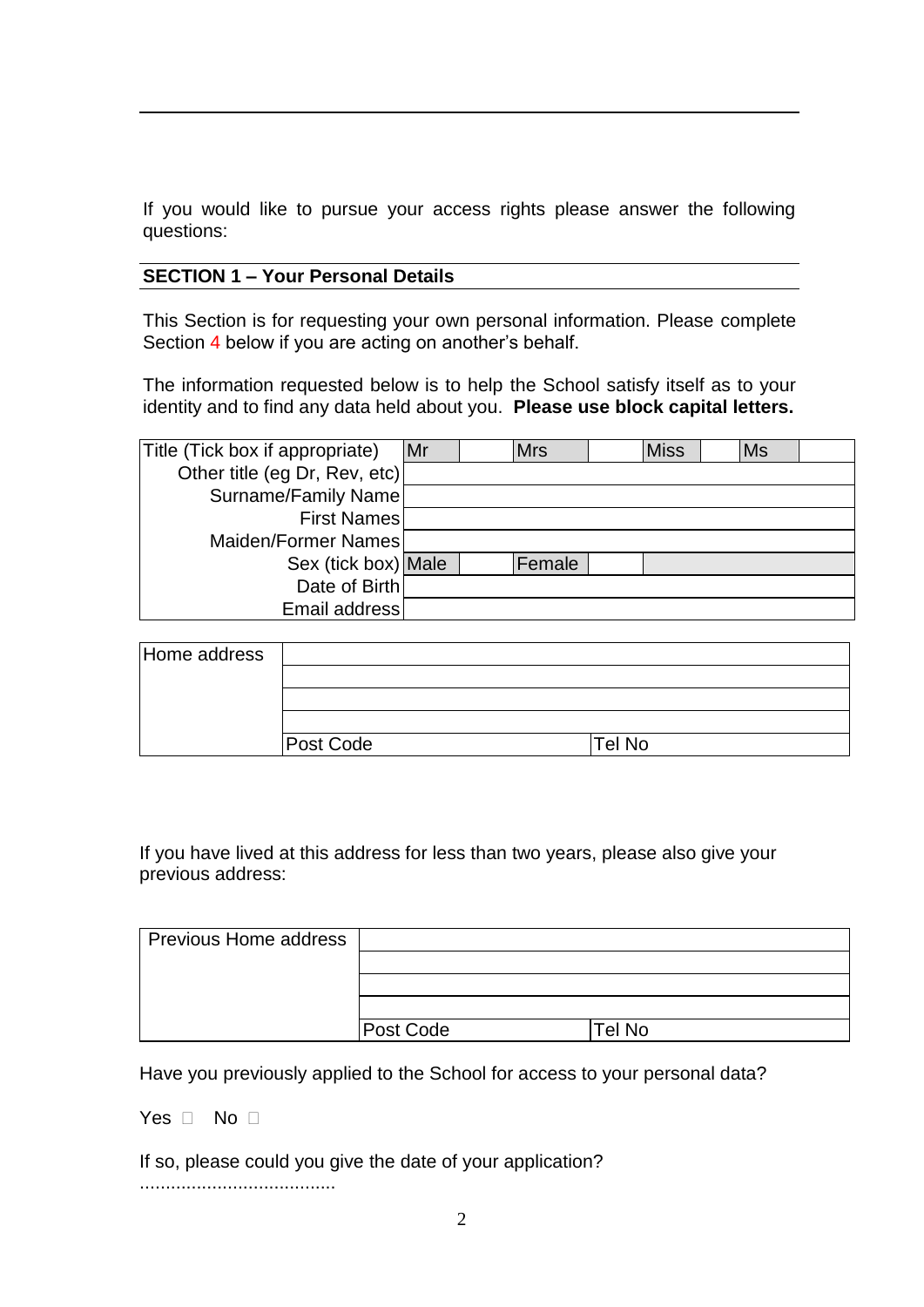If you would like to pursue your access rights please answer the following questions:

**SECTION 1 – Your Personal Details**

This Section is for requesting your own personal information. Please complete Section 4 below if you are acting on another's behalf.

The information requested below is to help the School satisfy itself as to your identity and to find any data held about you. **Please use block capital letters.**

| | | | | | | | | |
|---|---|---|---|---|---|---|---|---|
| Title (Tick box if appropriate) | Mr | | Mrs | | Miss | | Ms | |
| Other title (eg Dr, Rev, etc) | | | | | | | | |
| Surname/Family Name | | | | | | | | |
| First Names | | | | | | | | |
| Maiden/Former Names | | | | | | | | |
| Sex (tick box) | Male | | Female | | | | | |
| Date of Birth | | | | | | | | |
| Email address | | | | | | | | |

| | | |
|---|---|---|
| Home address | | |
| | | |
| | | |
| | | |
| | Post Code | Tel No |

If you have lived at this address for less than two years, please also give your previous address:

| | | |
|---|---|---|
| Previous Home address | | |
| | | |
| | | |
| | | |
| | Post Code | Tel No |

Have you previously applied to the School for access to your personal data?

Yes ☐ No ☐

If so, please could you give the date of your application?
......................................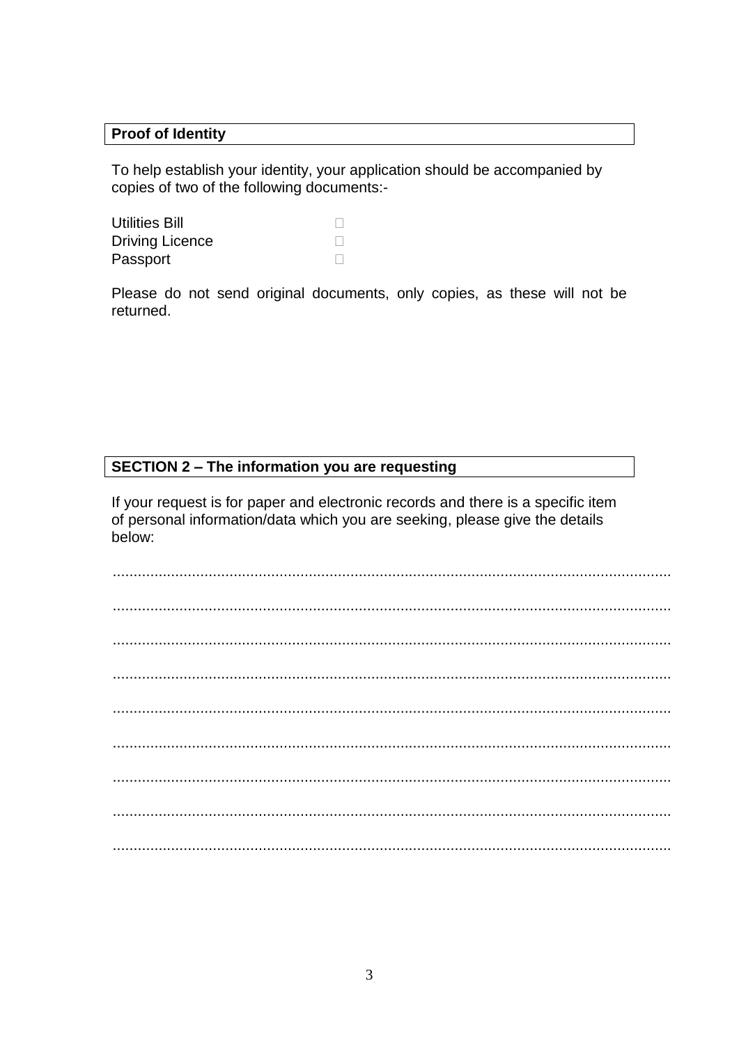**Proof of Identity**

To help establish your identity, your application should be accompanied by copies of two of the following documents:-

| | |
|---|---|
| Utilities Bill | ☐ |
| Driving Licence | ☐ |
| Passport | ☐ |

Please do not send original documents, only copies, as these will not be returned.

**SECTION 2 – The information you are requesting**

If your request is for paper and electronic records and there is a specific item of personal information/data which you are seeking, please give the details below:

....................................................................................................................................

....................................................................................................................................

....................................................................................................................................

....................................................................................................................................

....................................................................................................................................

....................................................................................................................................

....................................................................................................................................

....................................................................................................................................

....................................................................................................................................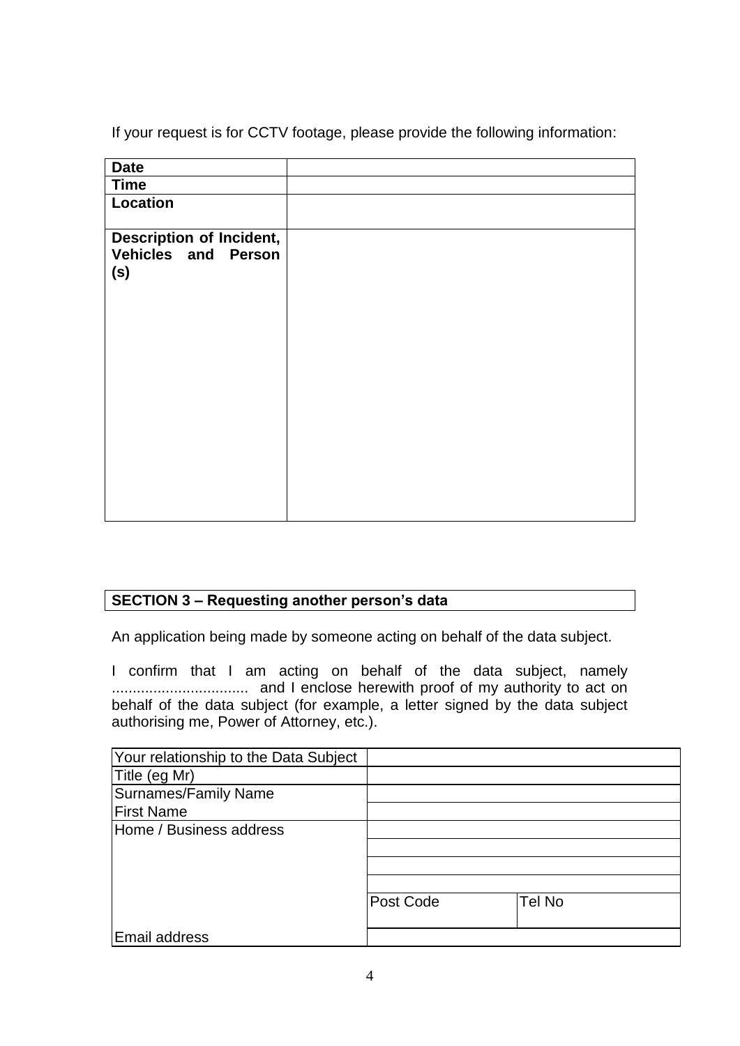If your request is for CCTV footage, please provide the following information:

| | |
|---|---|
| **Date** | |
| **Time** | |
| **Location** | |
| **Description of Incident, Vehicles and Person (s)** | |

| |
|---|
| **SECTION 3 – Requesting another person's data** |

An application being made by someone acting on behalf of the data subject.

I confirm that I am acting on behalf of the data subject, namely ................................ and I enclose herewith proof of my authority to act on behalf of the data subject (for example, a letter signed by the data subject authorising me, Power of Attorney, etc.).

| | | |
|---|---|---|
| Your relationship to the Data Subject | | |
| Title (eg Mr) | | |
| Surnames/Family Name | | |
| First Name | | |
| Home / Business address | | |
| | | |
| | | |
| | | |
| | Post Code | Tel No |
| Email address | | |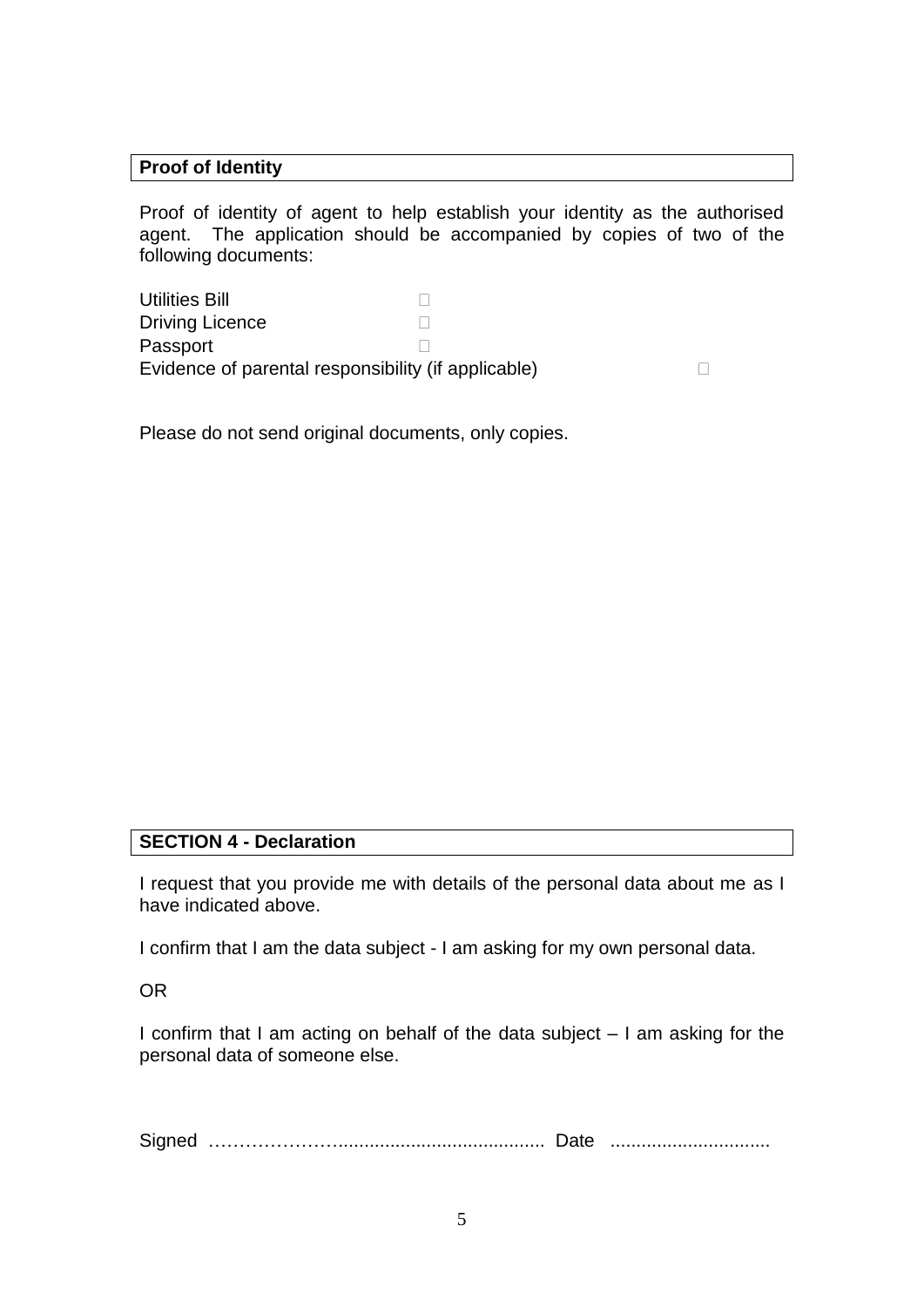**Proof of Identity**

Proof of identity of agent to help establish your identity as the authorised agent. The application should be accompanied by copies of two of the following documents:

Utilities Bill ☐
Driving Licence ☐
Passport ☐
Evidence of parental responsibility (if applicable) ☐

Please do not send original documents, only copies.

**SECTION 4 - Declaration**

I request that you provide me with details of the personal data about me as I have indicated above.

I confirm that I am the data subject - I am asking for my own personal data.

OR

I confirm that I am acting on behalf of the data subject – I am asking for the personal data of someone else.

Signed ………………….................................... Date ...............................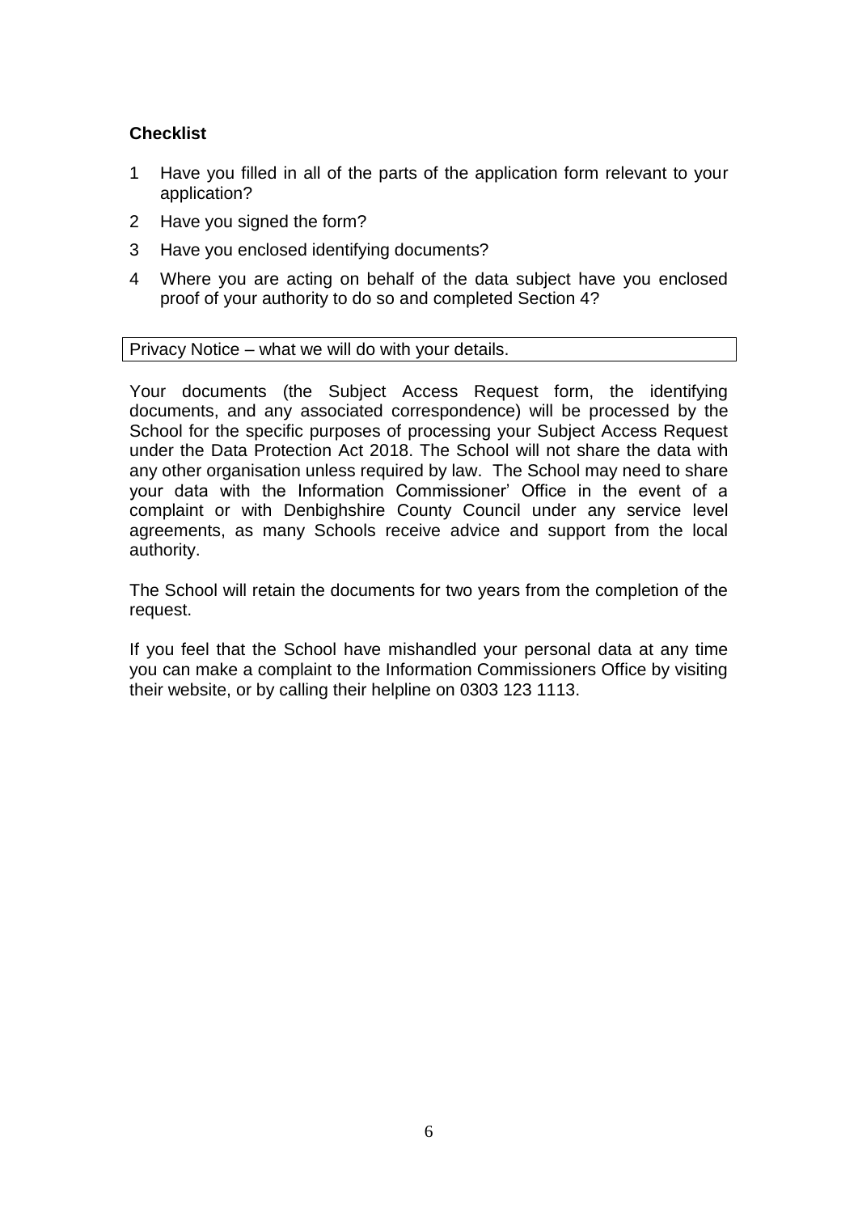**Checklist**

1. Have you filled in all of the parts of the application form relevant to your application?
2. Have you signed the form?
3. Have you enclosed identifying documents?
4. Where you are acting on behalf of the data subject have you enclosed proof of your authority to do so and completed Section 4?

Privacy Notice – what we will do with your details.

Your documents (the Subject Access Request form, the identifying documents, and any associated correspondence) will be processed by the School for the specific purposes of processing your Subject Access Request under the Data Protection Act 2018. The School will not share the data with any other organisation unless required by law. The School may need to share your data with the Information Commissioner' Office in the event of a complaint or with Denbighshire County Council under any service level agreements, as many Schools receive advice and support from the local authority.

The School will retain the documents for two years from the completion of the request.

If you feel that the School have mishandled your personal data at any time you can make a complaint to the Information Commissioners Office by visiting their website, or by calling their helpline on 0303 123 1113.